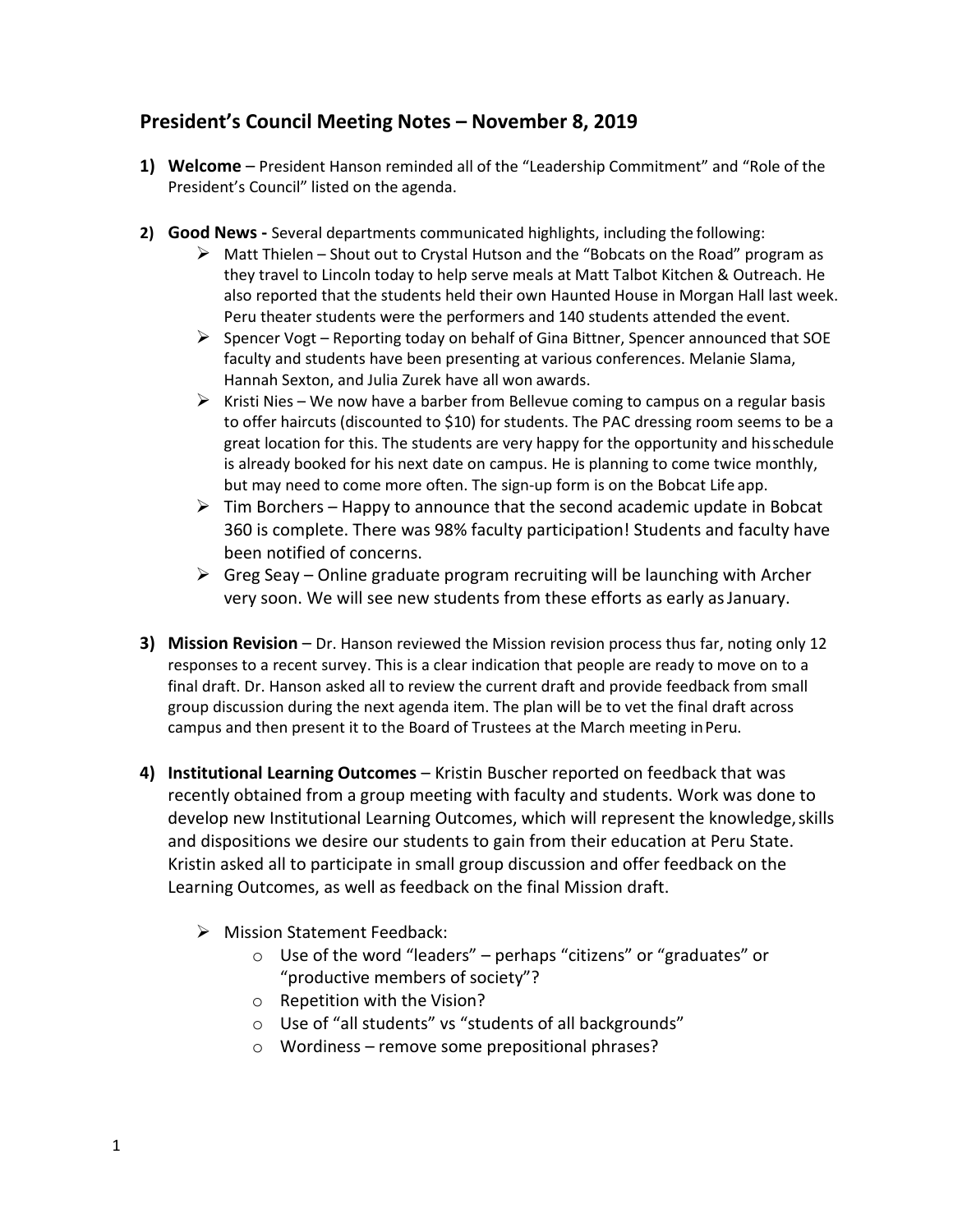## President's Council Meeting Notes – November 8, 2019

1) **Welcome** – President Hanson reminded all of the "Leadership Commitment" and "Role of the President's Council" listed on the agenda.

2) **Good News -** Several departments communicated highlights, including the following:
   - Matt Thielen – Shout out to Crystal Hutson and the "Bobcats on the Road" program as they travel to Lincoln today to help serve meals at Matt Talbot Kitchen & Outreach. He also reported that the students held their own Haunted House in Morgan Hall last week. Peru theater students were the performers and 140 students attended the event.
   - Spencer Vogt – Reporting today on behalf of Gina Bittner, Spencer announced that SOE faculty and students have been presenting at various conferences. Melanie Slama, Hannah Sexton, and Julia Zurek have all won awards.
   - Kristi Nies – We now have a barber from Bellevue coming to campus on a regular basis to offer haircuts (discounted to $10) for students. The PAC dressing room seems to be a great location for this. The students are very happy for the opportunity and his schedule is already booked for his next date on campus. He is planning to come twice monthly, but may need to come more often. The sign-up form is on the Bobcat Life app.
   - Tim Borchers – Happy to announce that the second academic update in Bobcat 360 is complete. There was 98% faculty participation! Students and faculty have been notified of concerns.
   - Greg Seay – Online graduate program recruiting will be launching with Archer very soon. We will see new students from these efforts as early as January.

3) **Mission Revision** – Dr. Hanson reviewed the Mission revision process thus far, noting only 12 responses to a recent survey. This is a clear indication that people are ready to move on to a final draft. Dr. Hanson asked all to review the current draft and provide feedback from small group discussion during the next agenda item. The plan will be to vet the final draft across campus and then present it to the Board of Trustees at the March meeting in Peru.

4) **Institutional Learning Outcomes** – Kristin Buscher reported on feedback that was recently obtained from a group meeting with faculty and students. Work was done to develop new Institutional Learning Outcomes, which will represent the knowledge, skills and dispositions we desire our students to gain from their education at Peru State. Kristin asked all to participate in small group discussion and offer feedback on the Learning Outcomes, as well as feedback on the final Mission draft.

   - Mission Statement Feedback:
     - Use of the word "leaders" – perhaps "citizens" or "graduates" or "productive members of society"?
     - Repetition with the Vision?
     - Use of "all students" vs "students of all backgrounds"
     - Wordiness – remove some prepositional phrases?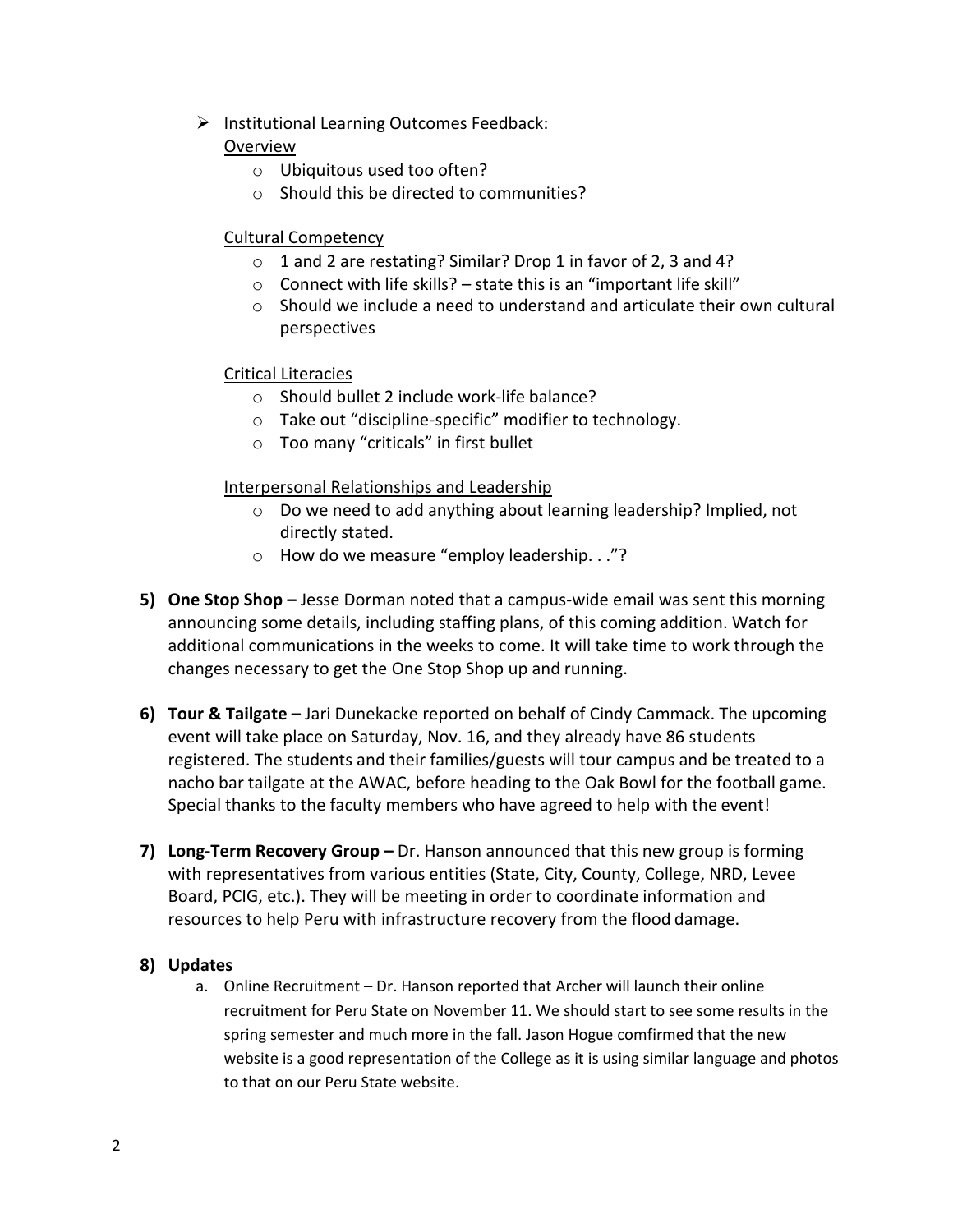- Institutional Learning Outcomes Feedback:

  Overview

  - Ubiquitous used too often?
  - Should this be directed to communities?

  Cultural Competency

  - 1 and 2 are restating? Similar? Drop 1 in favor of 2, 3 and 4?
  - Connect with life skills? – state this is an "important life skill"
  - Should we include a need to understand and articulate their own cultural perspectives

  Critical Literacies

  - Should bullet 2 include work-life balance?
  - Take out "discipline-specific" modifier to technology.
  - Too many "criticals" in first bullet

  Interpersonal Relationships and Leadership

  - Do we need to add anything about learning leadership? Implied, not directly stated.
  - How do we measure "employ leadership. . ."?

5) **One Stop Shop –** Jesse Dorman noted that a campus-wide email was sent this morning announcing some details, including staffing plans, of this coming addition. Watch for additional communications in the weeks to come. It will take time to work through the changes necessary to get the One Stop Shop up and running.

6) **Tour & Tailgate –** Jari Dunekacke reported on behalf of Cindy Cammack. The upcoming event will take place on Saturday, Nov. 16, and they already have 86 students registered. The students and their families/guests will tour campus and be treated to a nacho bar tailgate at the AWAC, before heading to the Oak Bowl for the football game. Special thanks to the faculty members who have agreed to help with the event!

7) **Long-Term Recovery Group –** Dr. Hanson announced that this new group is forming with representatives from various entities (State, City, County, College, NRD, Levee Board, PCIG, etc.). They will be meeting in order to coordinate information and resources to help Peru with infrastructure recovery from the flood damage.

8) **Updates**

   a. Online Recruitment – Dr. Hanson reported that Archer will launch their online recruitment for Peru State on November 11. We should start to see some results in the spring semester and much more in the fall. Jason Hogue comfirmed that the new website is a good representation of the College as it is using similar language and photos to that on our Peru State website.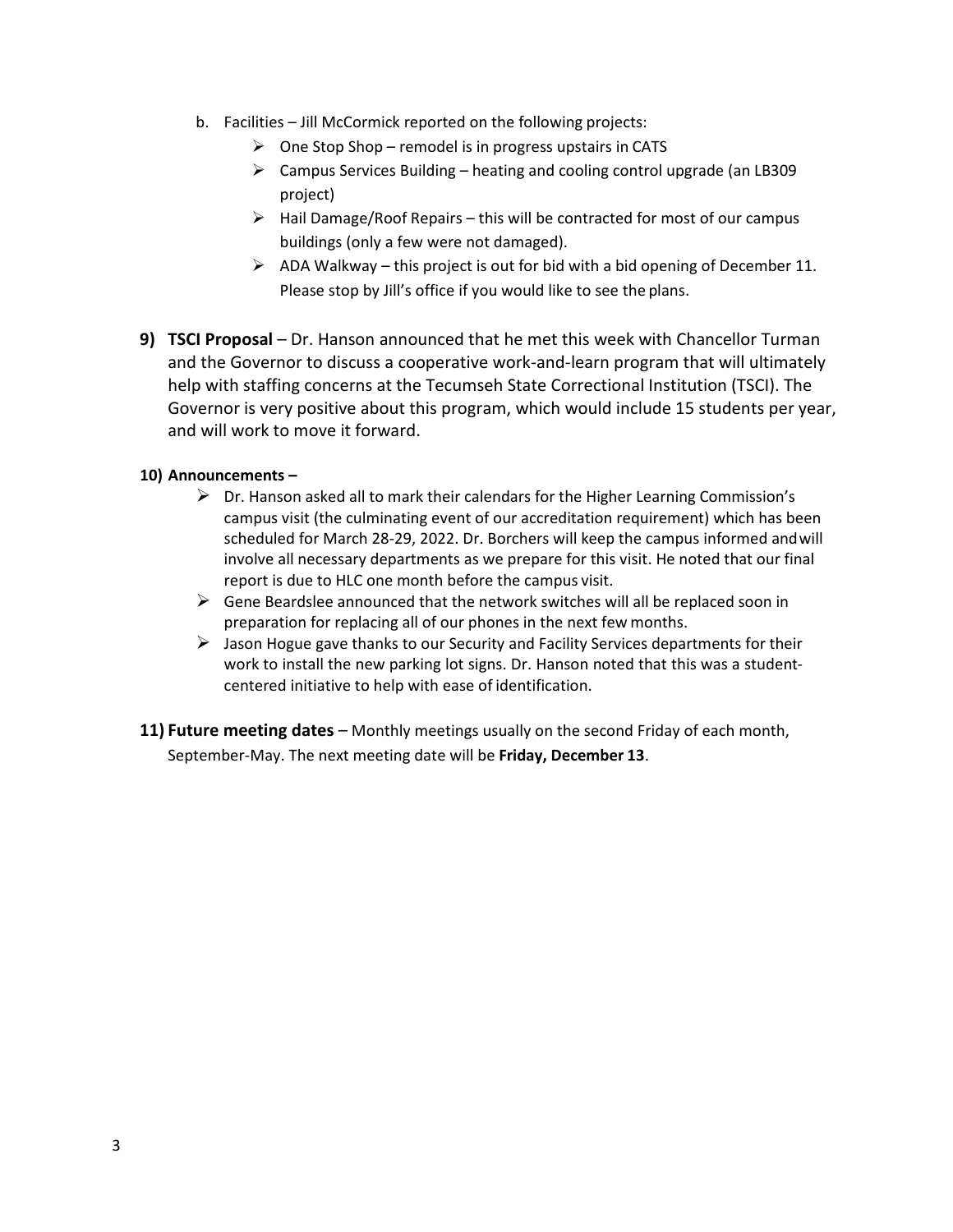b. Facilities – Jill McCormick reported on the following projects:
   - One Stop Shop – remodel is in progress upstairs in CATS
   - Campus Services Building – heating and cooling control upgrade (an LB309 project)
   - Hail Damage/Roof Repairs – this will be contracted for most of our campus buildings (only a few were not damaged).
   - ADA Walkway – this project is out for bid with a bid opening of December 11. Please stop by Jill's office if you would like to see the plans.

9) **TSCI Proposal** – Dr. Hanson announced that he met this week with Chancellor Turman and the Governor to discuss a cooperative work-and-learn program that will ultimately help with staffing concerns at the Tecumseh State Correctional Institution (TSCI). The Governor is very positive about this program, which would include 15 students per year, and will work to move it forward.

10) **Announcements –**
   - Dr. Hanson asked all to mark their calendars for the Higher Learning Commission's campus visit (the culminating event of our accreditation requirement) which has been scheduled for March 28-29, 2022. Dr. Borchers will keep the campus informed and will involve all necessary departments as we prepare for this visit. He noted that our final report is due to HLC one month before the campus visit.
   - Gene Beardslee announced that the network switches will all be replaced soon in preparation for replacing all of our phones in the next few months.
   - Jason Hogue gave thanks to our Security and Facility Services departments for their work to install the new parking lot signs. Dr. Hanson noted that this was a student-centered initiative to help with ease of identification.

11) **Future meeting dates** – Monthly meetings usually on the second Friday of each month, September-May. The next meeting date will be **Friday, December 13**.